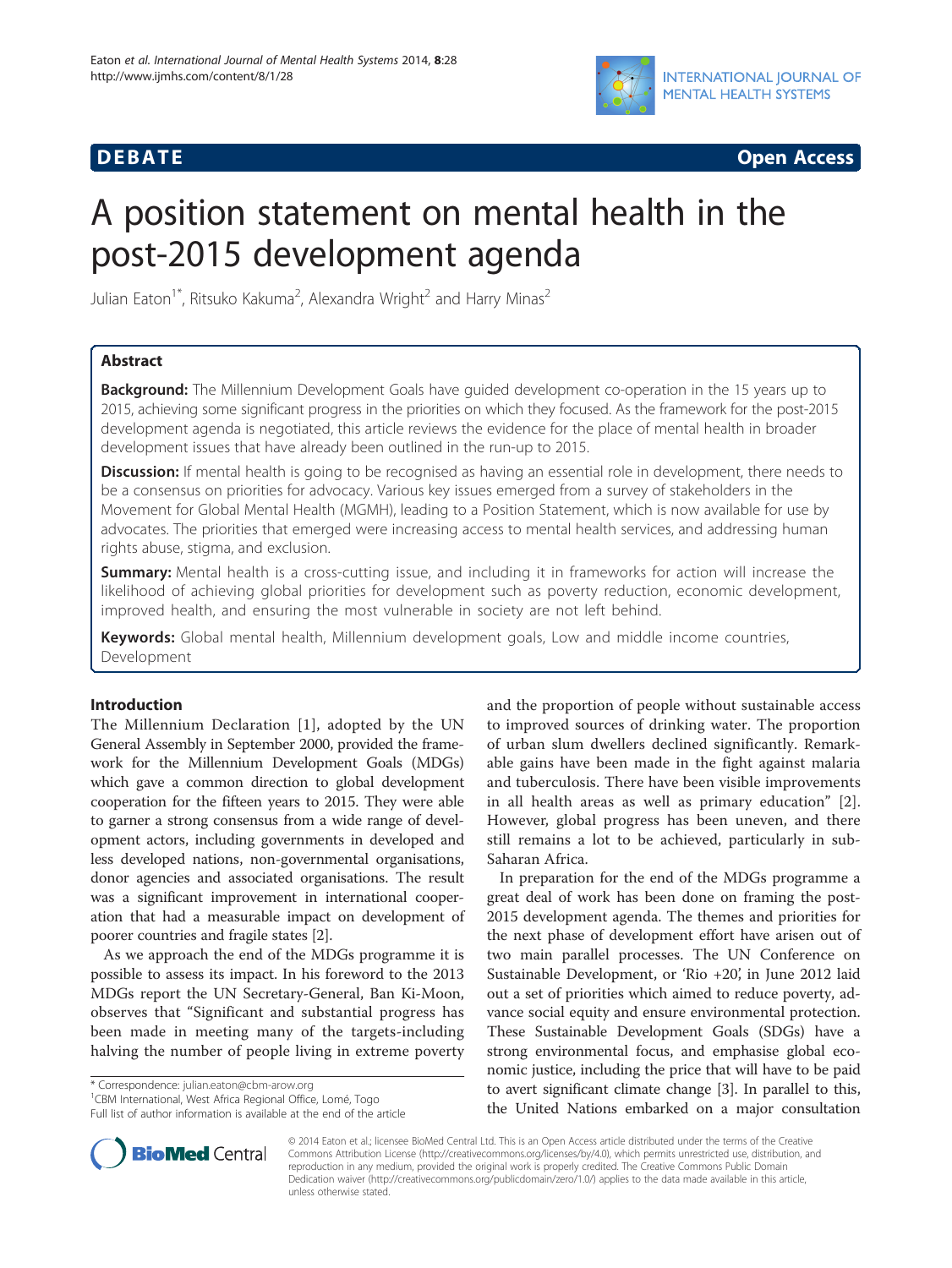**DEBATE** **Open Access**

# A position statement on mental health in the post-2015 development agenda

Julian Eaton[1*], Ritsuko Kakuma[2], Alexandra Wright[2] and Harry Minas[2]

## Abstract

**Background:** The Millennium Development Goals have guided development co-operation in the 15 years up to 2015, achieving some significant progress in the priorities on which they focused. As the framework for the post-2015 development agenda is negotiated, this article reviews the evidence for the place of mental health in broader development issues that have already been outlined in the run-up to 2015.

**Discussion:** If mental health is going to be recognised as having an essential role in development, there needs to be a consensus on priorities for advocacy. Various key issues emerged from a survey of stakeholders in the Movement for Global Mental Health (MGMH), leading to a Position Statement, which is now available for use by advocates. The priorities that emerged were increasing access to mental health services, and addressing human rights abuse, stigma, and exclusion.

**Summary:** Mental health is a cross-cutting issue, and including it in frameworks for action will increase the likelihood of achieving global priorities for development such as poverty reduction, economic development, improved health, and ensuring the most vulnerable in society are not left behind.

**Keywords:** Global mental health, Millennium development goals, Low and middle income countries, Development

## Introduction

The Millennium Declaration [1], adopted by the UN General Assembly in September 2000, provided the framework for the Millennium Development Goals (MDGs) which gave a common direction to global development cooperation for the fifteen years to 2015. They were able to garner a strong consensus from a wide range of development actors, including governments in developed and less developed nations, non-governmental organisations, donor agencies and associated organisations. The result was a significant improvement in international cooperation that had a measurable impact on development of poorer countries and fragile states [2].

As we approach the end of the MDGs programme it is possible to assess its impact. In his foreword to the 2013 MDGs report the UN Secretary-General, Ban Ki-Moon, observes that "Significant and substantial progress has been made in meeting many of the targets-including halving the number of people living in extreme poverty and the proportion of people without sustainable access to improved sources of drinking water. The proportion of urban slum dwellers declined significantly. Remarkable gains have been made in the fight against malaria and tuberculosis. There have been visible improvements in all health areas as well as primary education" [2]. However, global progress has been uneven, and there still remains a lot to be achieved, particularly in sub-Saharan Africa.

In preparation for the end of the MDGs programme a great deal of work has been done on framing the post-2015 development agenda. The themes and priorities for the next phase of development effort have arisen out of two main parallel processes. The UN Conference on Sustainable Development, or 'Rio +20', in June 2012 laid out a set of priorities which aimed to reduce poverty, advance social equity and ensure environmental protection. These Sustainable Development Goals (SDGs) have a strong environmental focus, and emphasise global economic justice, including the price that will have to be paid to avert significant climate change [3]. In parallel to this, the United Nations embarked on a major consultation

\* Correspondence: julian.eaton@cbm-arow.org
[1]CBM International, West Africa Regional Office, Lomé, Togo
Full list of author information is available at the end of the article

© 2014 Eaton et al.; licensee BioMed Central Ltd. This is an Open Access article distributed under the terms of the Creative Commons Attribution License (http://creativecommons.org/licenses/by/4.0), which permits unrestricted use, distribution, and reproduction in any medium, provided the original work is properly credited. The Creative Commons Public Domain Dedication waiver (http://creativecommons.org/publicdomain/zero/1.0/) applies to the data made available in this article, unless otherwise stated.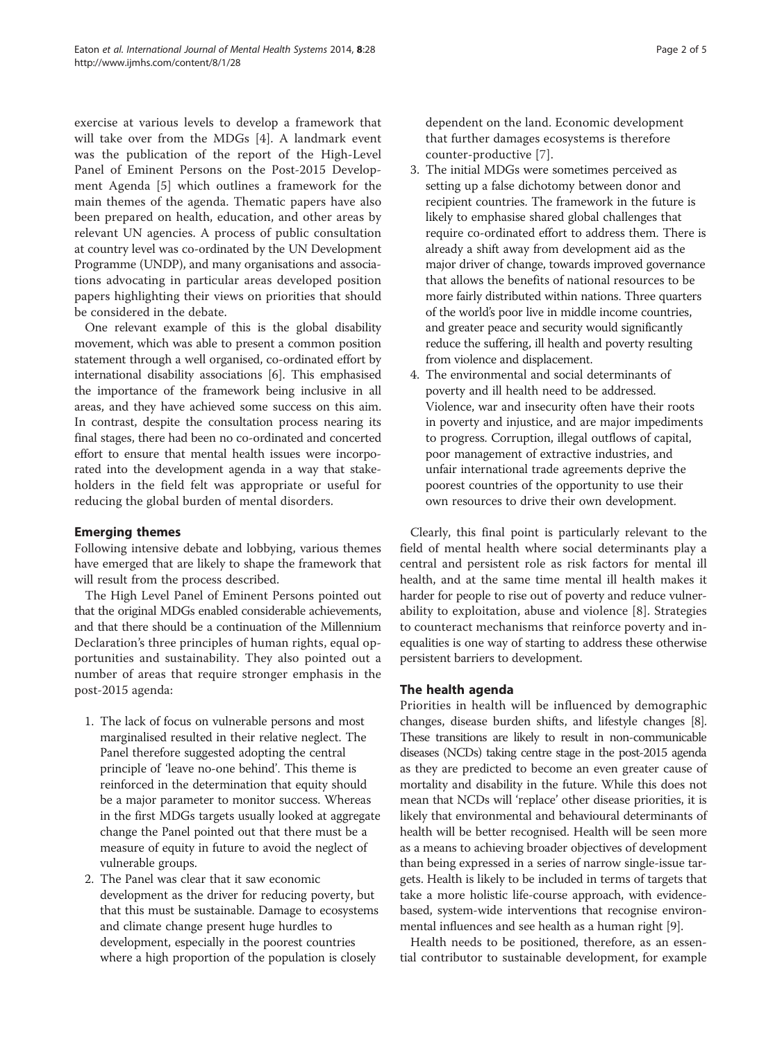exercise at various levels to develop a framework that will take over from the MDGs [4]. A landmark event was the publication of the report of the High-Level Panel of Eminent Persons on the Post-2015 Development Agenda [5] which outlines a framework for the main themes of the agenda. Thematic papers have also been prepared on health, education, and other areas by relevant UN agencies. A process of public consultation at country level was co-ordinated by the UN Development Programme (UNDP), and many organisations and associations advocating in particular areas developed position papers highlighting their views on priorities that should be considered in the debate.

One relevant example of this is the global disability movement, which was able to present a common position statement through a well organised, co-ordinated effort by international disability associations [6]. This emphasised the importance of the framework being inclusive in all areas, and they have achieved some success on this aim. In contrast, despite the consultation process nearing its final stages, there had been no co-ordinated and concerted effort to ensure that mental health issues were incorporated into the development agenda in a way that stakeholders in the field felt was appropriate or useful for reducing the global burden of mental disorders.

## Emerging themes

Following intensive debate and lobbying, various themes have emerged that are likely to shape the framework that will result from the process described.

The High Level Panel of Eminent Persons pointed out that the original MDGs enabled considerable achievements, and that there should be a continuation of the Millennium Declaration's three principles of human rights, equal opportunities and sustainability. They also pointed out a number of areas that require stronger emphasis in the post-2015 agenda:

1. The lack of focus on vulnerable persons and most marginalised resulted in their relative neglect. The Panel therefore suggested adopting the central principle of 'leave no-one behind'. This theme is reinforced in the determination that equity should be a major parameter to monitor success. Whereas in the first MDGs targets usually looked at aggregate change the Panel pointed out that there must be a measure of equity in future to avoid the neglect of vulnerable groups.
2. The Panel was clear that it saw economic development as the driver for reducing poverty, but that this must be sustainable. Damage to ecosystems and climate change present huge hurdles to development, especially in the poorest countries where a high proportion of the population is closely dependent on the land. Economic development that further damages ecosystems is therefore counter-productive [7].
3. The initial MDGs were sometimes perceived as setting up a false dichotomy between donor and recipient countries. The framework in the future is likely to emphasise shared global challenges that require co-ordinated effort to address them. There is already a shift away from development aid as the major driver of change, towards improved governance that allows the benefits of national resources to be more fairly distributed within nations. Three quarters of the world's poor live in middle income countries, and greater peace and security would significantly reduce the suffering, ill health and poverty resulting from violence and displacement.
4. The environmental and social determinants of poverty and ill health need to be addressed. Violence, war and insecurity often have their roots in poverty and injustice, and are major impediments to progress. Corruption, illegal outflows of capital, poor management of extractive industries, and unfair international trade agreements deprive the poorest countries of the opportunity to use their own resources to drive their own development.

Clearly, this final point is particularly relevant to the field of mental health where social determinants play a central and persistent role as risk factors for mental ill health, and at the same time mental ill health makes it harder for people to rise out of poverty and reduce vulnerability to exploitation, abuse and violence [8]. Strategies to counteract mechanisms that reinforce poverty and inequalities is one way of starting to address these otherwise persistent barriers to development.

## The health agenda

Priorities in health will be influenced by demographic changes, disease burden shifts, and lifestyle changes [8]. These transitions are likely to result in non-communicable diseases (NCDs) taking centre stage in the post-2015 agenda as they are predicted to become an even greater cause of mortality and disability in the future. While this does not mean that NCDs will 'replace' other disease priorities, it is likely that environmental and behavioural determinants of health will be better recognised. Health will be seen more as a means to achieving broader objectives of development than being expressed in a series of narrow single-issue targets. Health is likely to be included in terms of targets that take a more holistic life-course approach, with evidence-based, system-wide interventions that recognise environmental influences and see health as a human right [9].

Health needs to be positioned, therefore, as an essential contributor to sustainable development, for example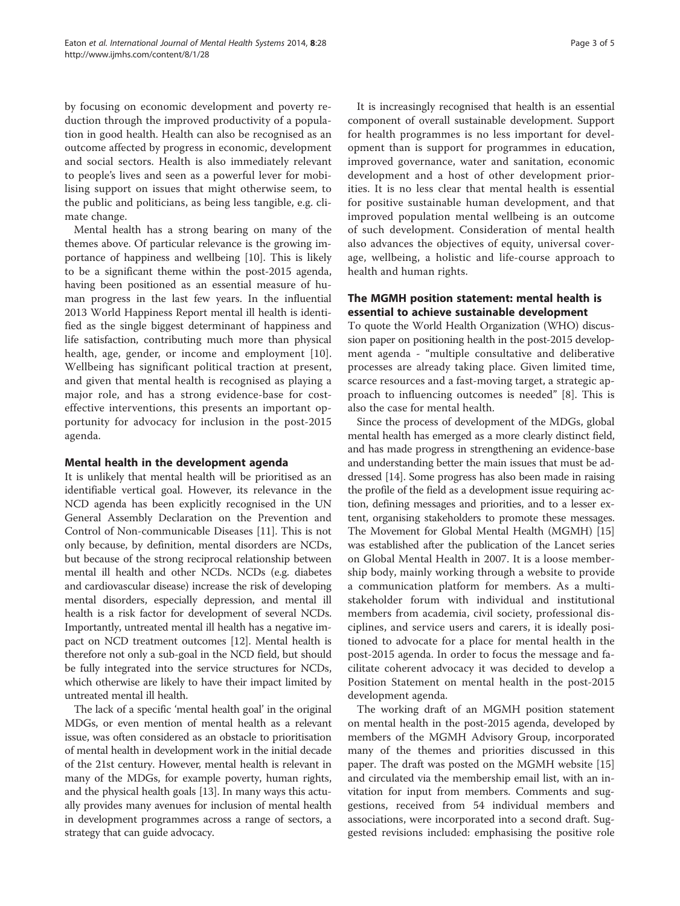by focusing on economic development and poverty reduction through the improved productivity of a population in good health. Health can also be recognised as an outcome affected by progress in economic, development and social sectors. Health is also immediately relevant to people's lives and seen as a powerful lever for mobilising support on issues that might otherwise seem, to the public and politicians, as being less tangible, e.g. climate change.

Mental health has a strong bearing on many of the themes above. Of particular relevance is the growing importance of happiness and wellbeing [10]. This is likely to be a significant theme within the post-2015 agenda, having been positioned as an essential measure of human progress in the last few years. In the influential 2013 World Happiness Report mental ill health is identified as the single biggest determinant of happiness and life satisfaction, contributing much more than physical health, age, gender, or income and employment [10]. Wellbeing has significant political traction at present, and given that mental health is recognised as playing a major role, and has a strong evidence-base for cost-effective interventions, this presents an important opportunity for advocacy for inclusion in the post-2015 agenda.

## Mental health in the development agenda

It is unlikely that mental health will be prioritised as an identifiable vertical goal. However, its relevance in the NCD agenda has been explicitly recognised in the UN General Assembly Declaration on the Prevention and Control of Non-communicable Diseases [11]. This is not only because, by definition, mental disorders are NCDs, but because of the strong reciprocal relationship between mental ill health and other NCDs. NCDs (e.g. diabetes and cardiovascular disease) increase the risk of developing mental disorders, especially depression, and mental ill health is a risk factor for development of several NCDs. Importantly, untreated mental ill health has a negative impact on NCD treatment outcomes [12]. Mental health is therefore not only a sub-goal in the NCD field, but should be fully integrated into the service structures for NCDs, which otherwise are likely to have their impact limited by untreated mental ill health.

The lack of a specific 'mental health goal' in the original MDGs, or even mention of mental health as a relevant issue, was often considered as an obstacle to prioritisation of mental health in development work in the initial decade of the 21st century. However, mental health is relevant in many of the MDGs, for example poverty, human rights, and the physical health goals [13]. In many ways this actually provides many avenues for inclusion of mental health in development programmes across a range of sectors, a strategy that can guide advocacy.

It is increasingly recognised that health is an essential component of overall sustainable development. Support for health programmes is no less important for development than is support for programmes in education, improved governance, water and sanitation, economic development and a host of other development priorities. It is no less clear that mental health is essential for positive sustainable human development, and that improved population mental wellbeing is an outcome of such development. Consideration of mental health also advances the objectives of equity, universal coverage, wellbeing, a holistic and life-course approach to health and human rights.

## The MGMH position statement: mental health is essential to achieve sustainable development

To quote the World Health Organization (WHO) discussion paper on positioning health in the post-2015 development agenda - "multiple consultative and deliberative processes are already taking place. Given limited time, scarce resources and a fast-moving target, a strategic approach to influencing outcomes is needed" [8]. This is also the case for mental health.

Since the process of development of the MDGs, global mental health has emerged as a more clearly distinct field, and has made progress in strengthening an evidence-base and understanding better the main issues that must be addressed [14]. Some progress has also been made in raising the profile of the field as a development issue requiring action, defining messages and priorities, and to a lesser extent, organising stakeholders to promote these messages. The Movement for Global Mental Health (MGMH) [15] was established after the publication of the Lancet series on Global Mental Health in 2007. It is a loose membership body, mainly working through a website to provide a communication platform for members. As a multi-stakeholder forum with individual and institutional members from academia, civil society, professional disciplines, and service users and carers, it is ideally positioned to advocate for a place for mental health in the post-2015 agenda. In order to focus the message and facilitate coherent advocacy it was decided to develop a Position Statement on mental health in the post-2015 development agenda.

The working draft of an MGMH position statement on mental health in the post-2015 agenda, developed by members of the MGMH Advisory Group, incorporated many of the themes and priorities discussed in this paper. The draft was posted on the MGMH website [15] and circulated via the membership email list, with an invitation for input from members. Comments and suggestions, received from 54 individual members and associations, were incorporated into a second draft. Suggested revisions included: emphasising the positive role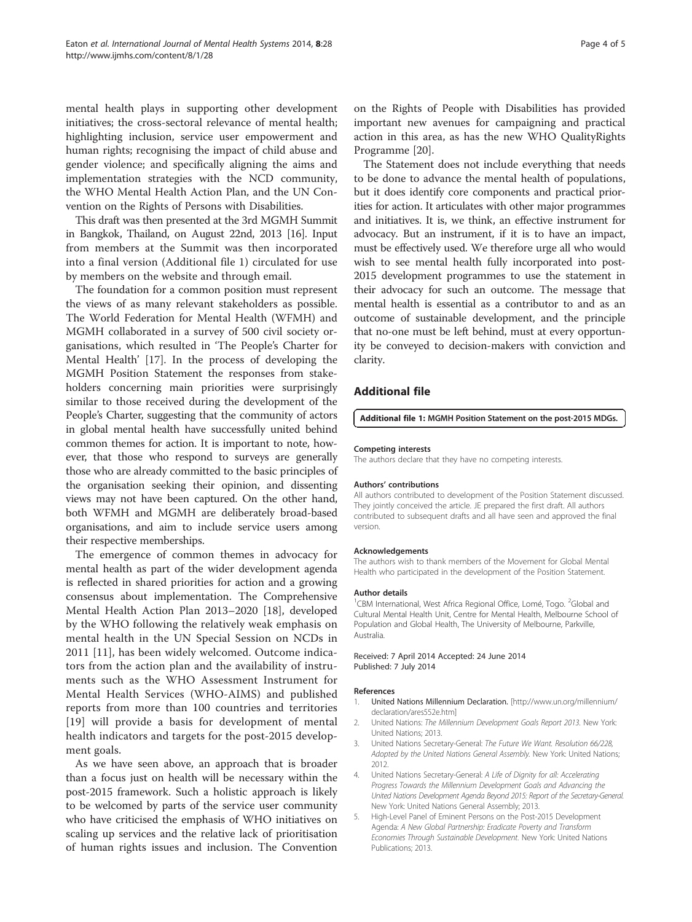mental health plays in supporting other development initiatives; the cross-sectoral relevance of mental health; highlighting inclusion, service user empowerment and human rights; recognising the impact of child abuse and gender violence; and specifically aligning the aims and implementation strategies with the NCD community, the WHO Mental Health Action Plan, and the UN Convention on the Rights of Persons with Disabilities.

This draft was then presented at the 3rd MGMH Summit in Bangkok, Thailand, on August 22nd, 2013 [16]. Input from members at the Summit was then incorporated into a final version (Additional file 1) circulated for use by members on the website and through email.

The foundation for a common position must represent the views of as many relevant stakeholders as possible. The World Federation for Mental Health (WFMH) and MGMH collaborated in a survey of 500 civil society organisations, which resulted in 'The People's Charter for Mental Health' [17]. In the process of developing the MGMH Position Statement the responses from stakeholders concerning main priorities were surprisingly similar to those received during the development of the People's Charter, suggesting that the community of actors in global mental health have successfully united behind common themes for action. It is important to note, however, that those who respond to surveys are generally those who are already committed to the basic principles of the organisation seeking their opinion, and dissenting views may not have been captured. On the other hand, both WFMH and MGMH are deliberately broad-based organisations, and aim to include service users among their respective memberships.

The emergence of common themes in advocacy for mental health as part of the wider development agenda is reflected in shared priorities for action and a growing consensus about implementation. The Comprehensive Mental Health Action Plan 2013–2020 [18], developed by the WHO following the relatively weak emphasis on mental health in the UN Special Session on NCDs in 2011 [11], has been widely welcomed. Outcome indicators from the action plan and the availability of instruments such as the WHO Assessment Instrument for Mental Health Services (WHO-AIMS) and published reports from more than 100 countries and territories [19] will provide a basis for development of mental health indicators and targets for the post-2015 development goals.

As we have seen above, an approach that is broader than a focus just on health will be necessary within the post-2015 framework. Such a holistic approach is likely to be welcomed by parts of the service user community who have criticised the emphasis of WHO initiatives on scaling up services and the relative lack of prioritisation of human rights issues and inclusion. The Convention on the Rights of People with Disabilities has provided important new avenues for campaigning and practical action in this area, as has the new WHO QualityRights Programme [20].

The Statement does not include everything that needs to be done to advance the mental health of populations, but it does identify core components and practical priorities for action. It articulates with other major programmes and initiatives. It is, we think, an effective instrument for advocacy. But an instrument, if it is to have an impact, must be effectively used. We therefore urge all who would wish to see mental health fully incorporated into post-2015 development programmes to use the statement in their advocacy for such an outcome. The message that mental health is essential as a contributor to and as an outcome of sustainable development, and the principle that no-one must be left behind, must at every opportunity be conveyed to decision-makers with conviction and clarity.

## Additional file

**Additional file 1: MGMH Position Statement on the post-2015 MDGs.**

#### Competing interests

The authors declare that they have no competing interests.

#### Authors' contributions

All authors contributed to development of the Position Statement discussed. They jointly conceived the article. JE prepared the first draft. All authors contributed to subsequent drafts and all have seen and approved the final version.

#### Acknowledgements

The authors wish to thank members of the Movement for Global Mental Health who participated in the development of the Position Statement.

#### Author details

[1]CBM International, West Africa Regional Office, Lomé, Togo. [2]Global and Cultural Mental Health Unit, Centre for Mental Health, Melbourne School of Population and Global Health, The University of Melbourne, Parkville, Australia.

Received: 7 April 2014 Accepted: 24 June 2014
Published: 7 July 2014

#### References

1. **United Nations Millennium Declaration.** [http://www.un.org/millennium/declaration/ares552e.htm]
2. United Nations: *The Millennium Development Goals Report 2013.* New York: United Nations; 2013.
3. United Nations Secretary-General: *The Future We Want. Resolution 66/228, Adopted by the United Nations General Assembly.* New York: United Nations; 2012.
4. United Nations Secretary-General: *A Life of Dignity for all: Accelerating Progress Towards the Millennium Development Goals and Advancing the United Nations Development Agenda Beyond 2015: Report of the Secretary-General.* New York: United Nations General Assembly; 2013.
5. High-Level Panel of Eminent Persons on the Post-2015 Development Agenda: *A New Global Partnership: Eradicate Poverty and Transform Economies Through Sustainable Development.* New York: United Nations Publications; 2013.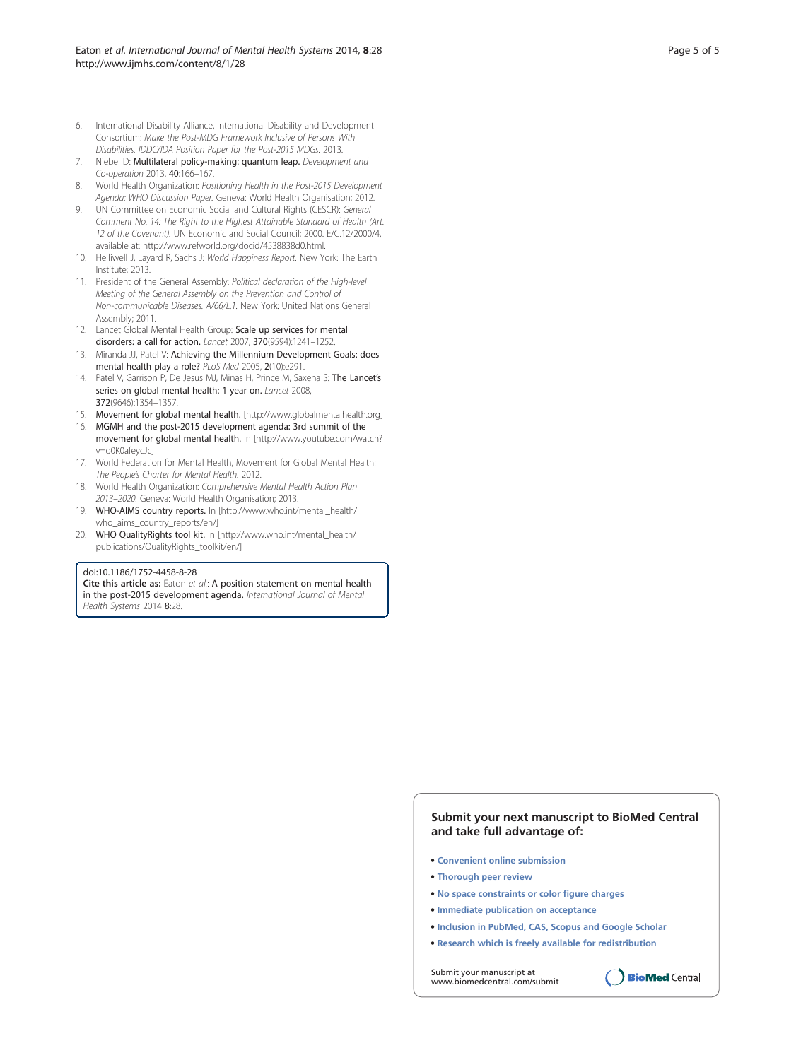6. International Disability Alliance, International Disability and Development Consortium: *Make the Post-MDG Framework Inclusive of Persons With Disabilities. IDDC/IDA Position Paper for the Post-2015 MDGs.* 2013.
7. Niebel D: **Multilateral policy-making: quantum leap.** *Development and Co-operation* 2013, **40:**166–167.
8. World Health Organization: *Positioning Health in the Post-2015 Development Agenda: WHO Discussion Paper.* Geneva: World Health Organisation; 2012.
9. UN Committee on Economic Social and Cultural Rights (CESCR): *General Comment No. 14: The Right to the Highest Attainable Standard of Health (Art. 12 of the Covenant).* UN Economic and Social Council; 2000. E/C.12/2000/4, available at: http://www.refworld.org/docid/4538838d0.html.
10. Helliwell J, Layard R, Sachs J: *World Happiness Report.* New York: The Earth Institute; 2013.
11. President of the General Assembly: *Political declaration of the High-level Meeting of the General Assembly on the Prevention and Control of Non-communicable Diseases. A/66/L.1.* New York: United Nations General Assembly; 2011.
12. Lancet Global Mental Health Group: **Scale up services for mental disorders: a call for action.** *Lancet* 2007, **370**(9594):1241–1252.
13. Miranda JJ, Patel V: **Achieving the Millennium Development Goals: does mental health play a role?** *PLoS Med* 2005, **2**(10):e291.
14. Patel V, Garrison P, De Jesus MJ, Minas H, Prince M, Saxena S: **The Lancet's series on global mental health: 1 year on.** *Lancet* 2008, **372**(9646):1354–1357.
15. **Movement for global mental health.** [http://www.globalmentalhealth.org]
16. **MGMH and the post-2015 development agenda: 3rd summit of the movement for global mental health.** In [http://www.youtube.com/watch?v=o0K0afeycJc]
17. World Federation for Mental Health, Movement for Global Mental Health: *The People's Charter for Mental Health.* 2012.
18. World Health Organization: *Comprehensive Mental Health Action Plan 2013–2020.* Geneva: World Health Organisation; 2013.
19. **WHO-AIMS country reports.** In [http://www.who.int/mental_health/who_aims_country_reports/en/]
20. **WHO QualityRights tool kit.** In [http://www.who.int/mental_health/publications/QualityRights_toolkit/en/]

doi:10.1186/1752-4458-8-28
**Cite this article as:** Eaton *et al.*: A position statement on mental health in the post-2015 development agenda. *International Journal of Mental Health Systems* 2014 **8**:28.

**Submit your next manuscript to BioMed Central and take full advantage of:**

- **Convenient online submission**
- **Thorough peer review**
- **No space constraints or color figure charges**
- **Immediate publication on acceptance**
- **Inclusion in PubMed, CAS, Scopus and Google Scholar**
- **Research which is freely available for redistribution**

Submit your manuscript at
www.biomedcentral.com/submit

BioMed Central